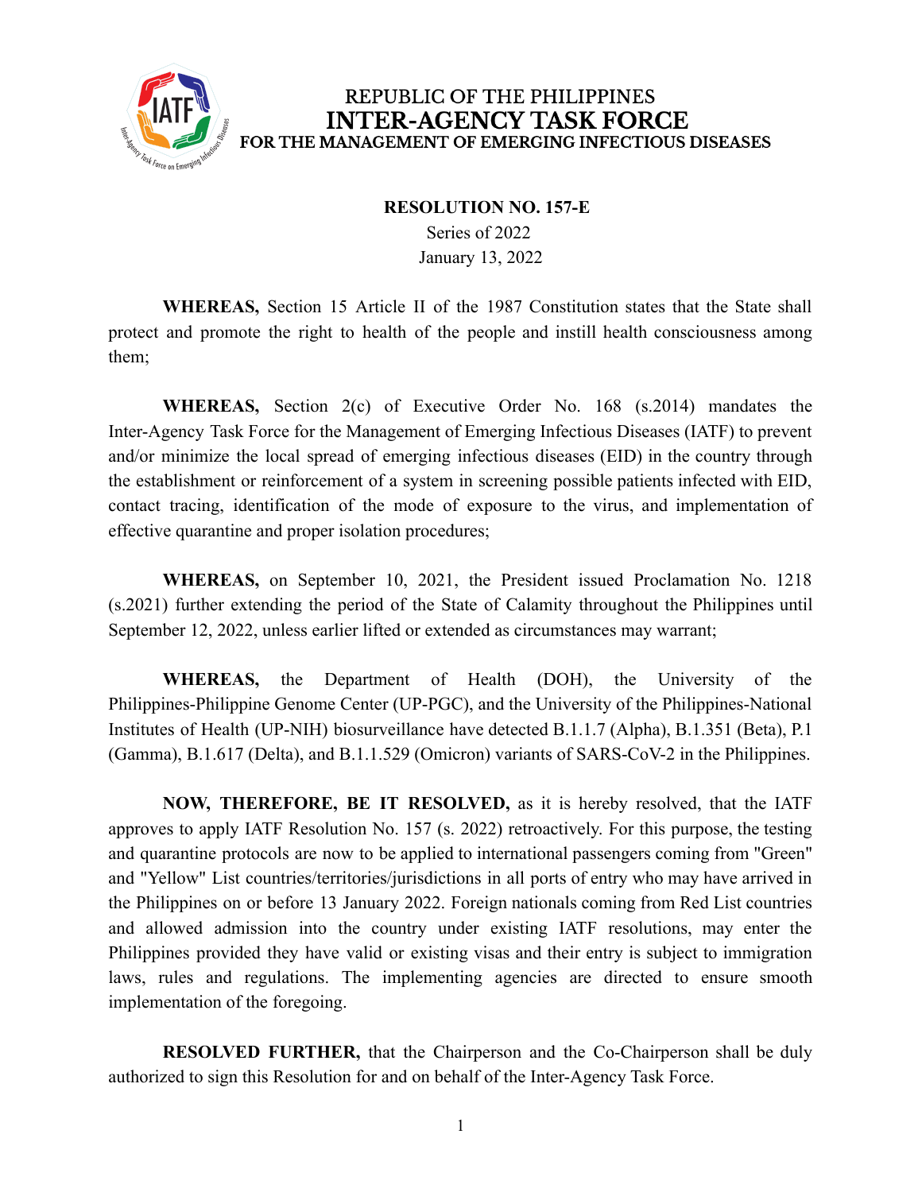REPUBLIC OF THE PHILIPPINES
**INTER-AGENCY TASK FORCE**
**FOR THE MANAGEMENT OF EMERGING INFECTIOUS DISEASES**

**RESOLUTION NO. 157-E**
Series of 2022
January 13, 2022

**WHEREAS,** Section 15 Article II of the 1987 Constitution states that the State shall protect and promote the right to health of the people and instill health consciousness among them;

**WHEREAS,** Section 2(c) of Executive Order No. 168 (s.2014) mandates the Inter-Agency Task Force for the Management of Emerging Infectious Diseases (IATF) to prevent and/or minimize the local spread of emerging infectious diseases (EID) in the country through the establishment or reinforcement of a system in screening possible patients infected with EID, contact tracing, identification of the mode of exposure to the virus, and implementation of effective quarantine and proper isolation procedures;

**WHEREAS,** on September 10, 2021, the President issued Proclamation No. 1218 (s.2021) further extending the period of the State of Calamity throughout the Philippines until September 12, 2022, unless earlier lifted or extended as circumstances may warrant;

**WHEREAS,** the Department of Health (DOH), the University of the Philippines-Philippine Genome Center (UP-PGC), and the University of the Philippines-National Institutes of Health (UP-NIH) biosurveillance have detected B.1.1.7 (Alpha), B.1.351 (Beta), P.1 (Gamma), B.1.617 (Delta), and B.1.1.529 (Omicron) variants of SARS-CoV-2 in the Philippines.

**NOW, THEREFORE, BE IT RESOLVED,** as it is hereby resolved, that the IATF approves to apply IATF Resolution No. 157 (s. 2022) retroactively. For this purpose, the testing and quarantine protocols are now to be applied to international passengers coming from "Green" and "Yellow" List countries/territories/jurisdictions in all ports of entry who may have arrived in the Philippines on or before 13 January 2022. Foreign nationals coming from Red List countries and allowed admission into the country under existing IATF resolutions, may enter the Philippines provided they have valid or existing visas and their entry is subject to immigration laws, rules and regulations. The implementing agencies are directed to ensure smooth implementation of the foregoing.

**RESOLVED FURTHER,** that the Chairperson and the Co-Chairperson shall be duly authorized to sign this Resolution for and on behalf of the Inter-Agency Task Force.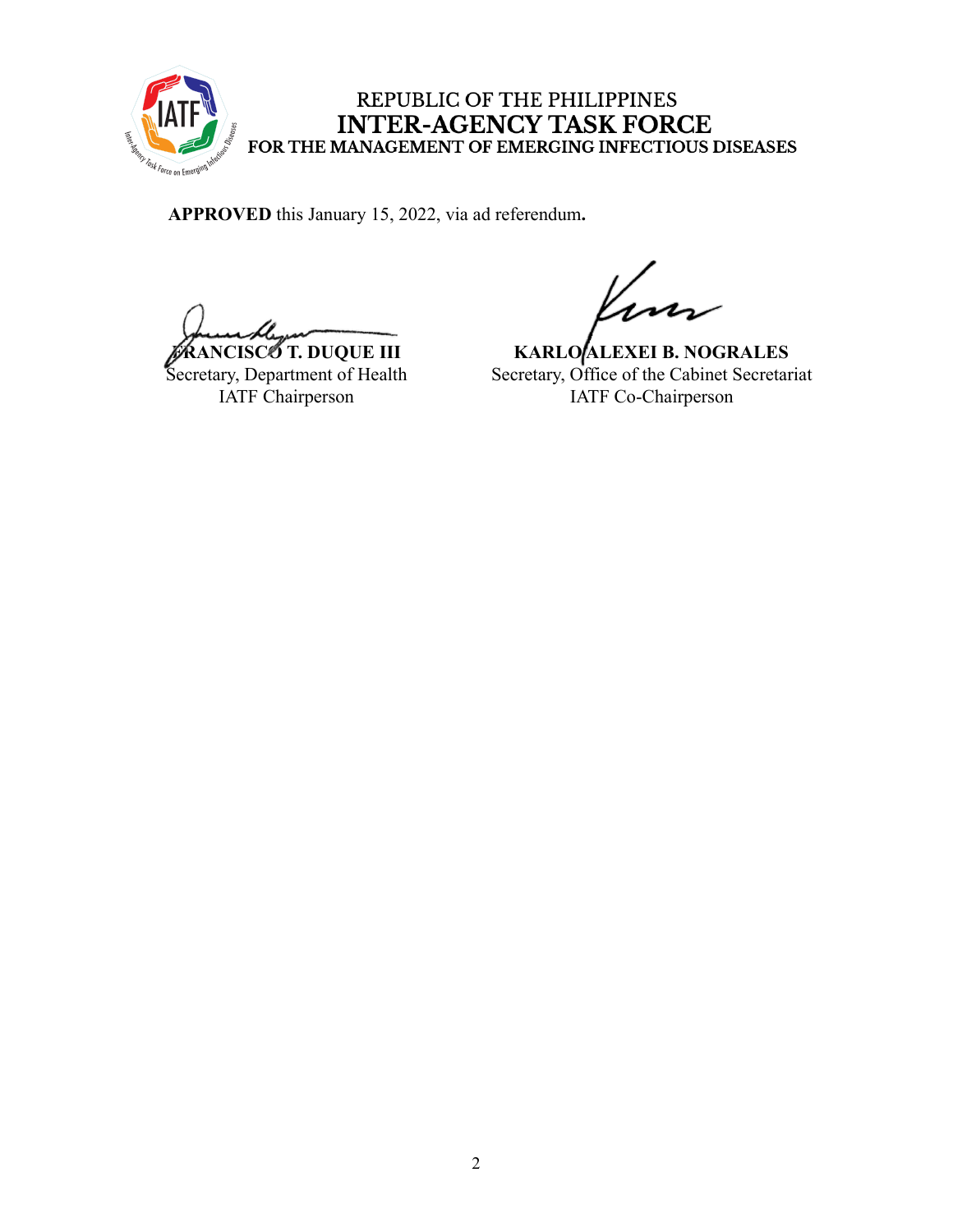REPUBLIC OF THE PHILIPPINES
**INTER-AGENCY TASK FORCE**
**FOR THE MANAGEMENT OF EMERGING INFECTIOUS DISEASES**

**APPROVED** this January 15, 2022, via ad referendum**.**

**FRANCISCO T. DUQUE III**
Secretary, Department of Health
IATF Chairperson

**KARLO ALEXEI B. NOGRALES**
Secretary, Office of the Cabinet Secretariat
IATF Co-Chairperson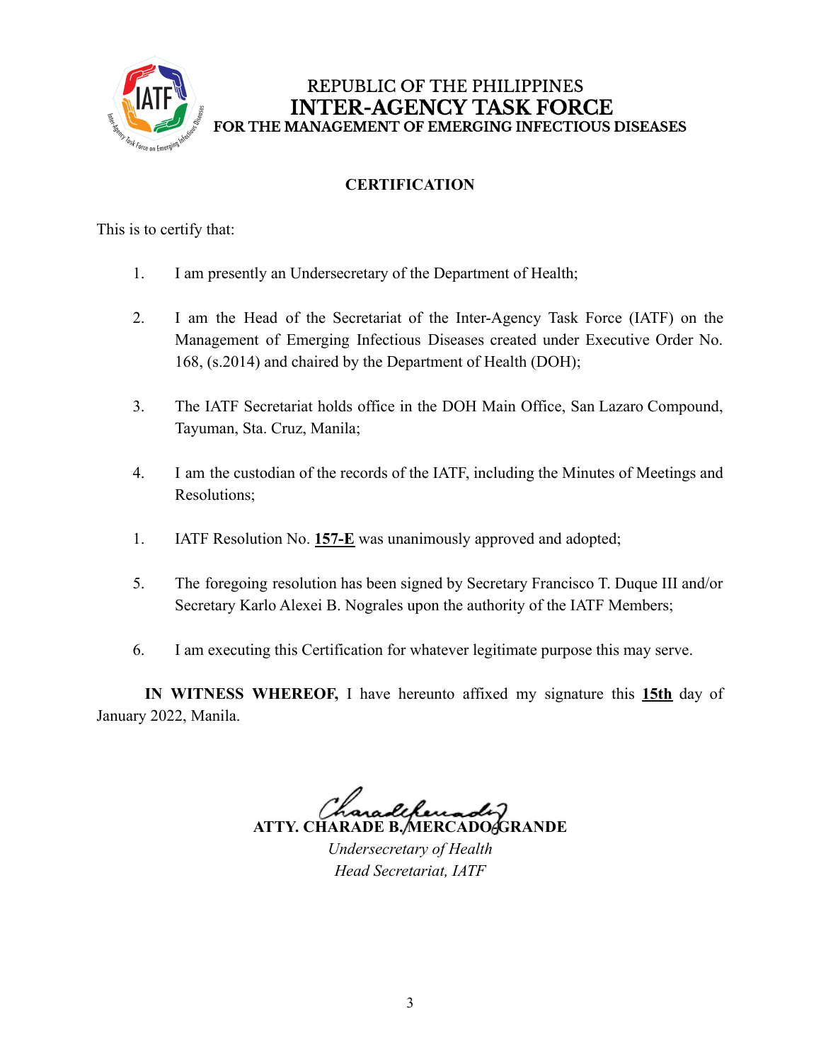REPUBLIC OF THE PHILIPPINES
**INTER-AGENCY TASK FORCE**
**FOR THE MANAGEMENT OF EMERGING INFECTIOUS DISEASES**

## CERTIFICATION

This is to certify that:

1. I am presently an Undersecretary of the Department of Health;

2. I am the Head of the Secretariat of the Inter-Agency Task Force (IATF) on the Management of Emerging Infectious Diseases created under Executive Order No. 168, (s.2014) and chaired by the Department of Health (DOH);

3. The IATF Secretariat holds office in the DOH Main Office, San Lazaro Compound, Tayuman, Sta. Cruz, Manila;

4. I am the custodian of the records of the IATF, including the Minutes of Meetings and Resolutions;

1. IATF Resolution No. **157-E** was unanimously approved and adopted;

5. The foregoing resolution has been signed by Secretary Francisco T. Duque III and/or Secretary Karlo Alexei B. Nograles upon the authority of the IATF Members;

6. I am executing this Certification for whatever legitimate purpose this may serve.

**IN WITNESS WHEREOF,** I have hereunto affixed my signature this **15th** day of January 2022, Manila.

**ATTY. CHARADE B. MERCADO-GRANDE**
*Undersecretary of Health*
*Head Secretariat, IATF*